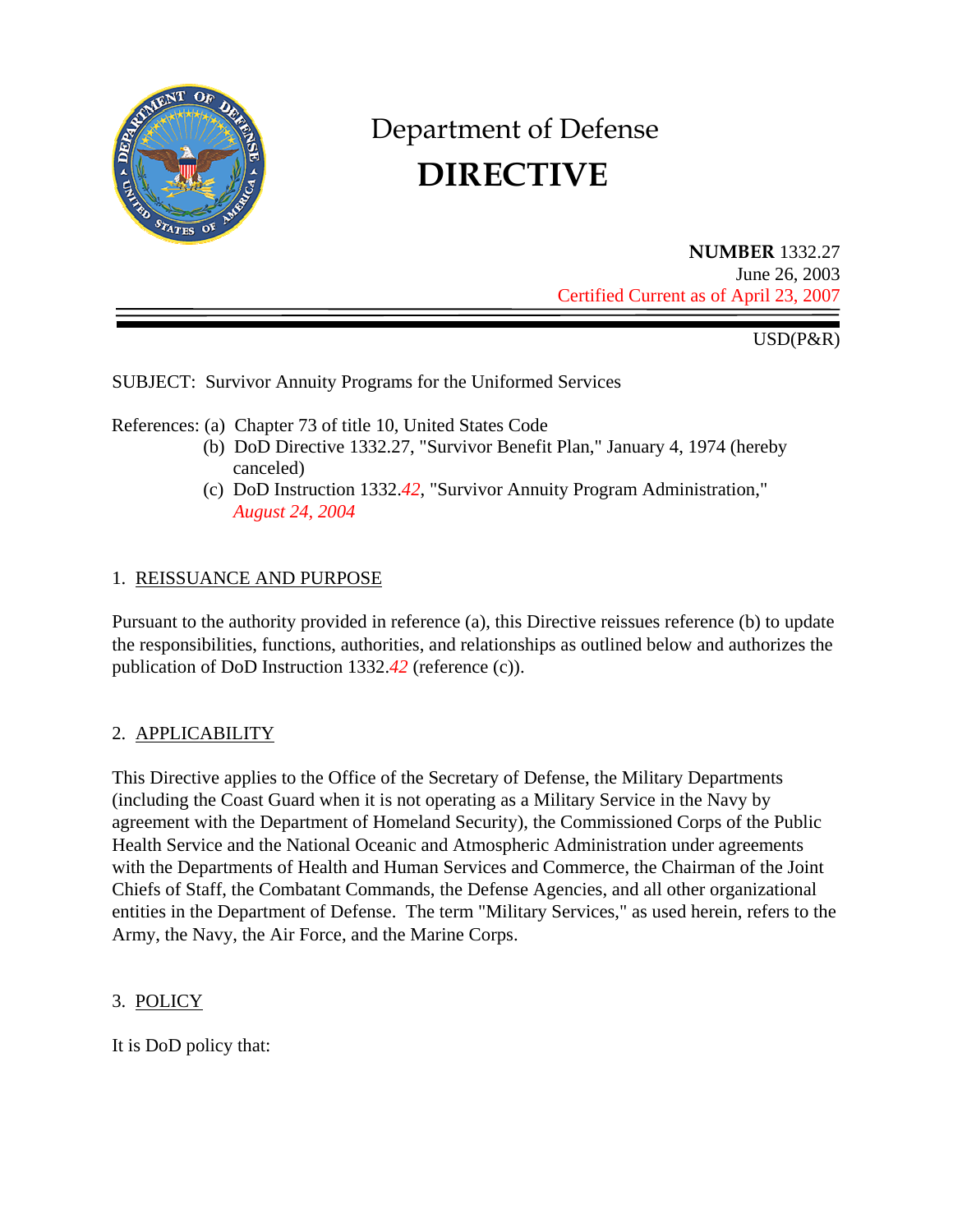# Department of Defense

# DIRECTIVE

**NUMBER** 1332.27
June 26, 2003
Certified Current as of April 23, 2007

USD(P&R)

SUBJECT: Survivor Annuity Programs for the Uniformed Services

References: (a) Chapter 73 of title 10, United States Code
(b) DoD Directive 1332.27, "Survivor Benefit Plan," January 4, 1974 (hereby canceled)
(c) DoD Instruction 1332.*42*, "Survivor Annuity Program Administration," *August 24, 2004*

## 1. REISSUANCE AND PURPOSE

Pursuant to the authority provided in reference (a), this Directive reissues reference (b) to update the responsibilities, functions, authorities, and relationships as outlined below and authorizes the publication of DoD Instruction 1332.*42* (reference (c)).

## 2. APPLICABILITY

This Directive applies to the Office of the Secretary of Defense, the Military Departments (including the Coast Guard when it is not operating as a Military Service in the Navy by agreement with the Department of Homeland Security), the Commissioned Corps of the Public Health Service and the National Oceanic and Atmospheric Administration under agreements with the Departments of Health and Human Services and Commerce, the Chairman of the Joint Chiefs of Staff, the Combatant Commands, the Defense Agencies, and all other organizational entities in the Department of Defense. The term "Military Services," as used herein, refers to the Army, the Navy, the Air Force, and the Marine Corps.

## 3. POLICY

It is DoD policy that: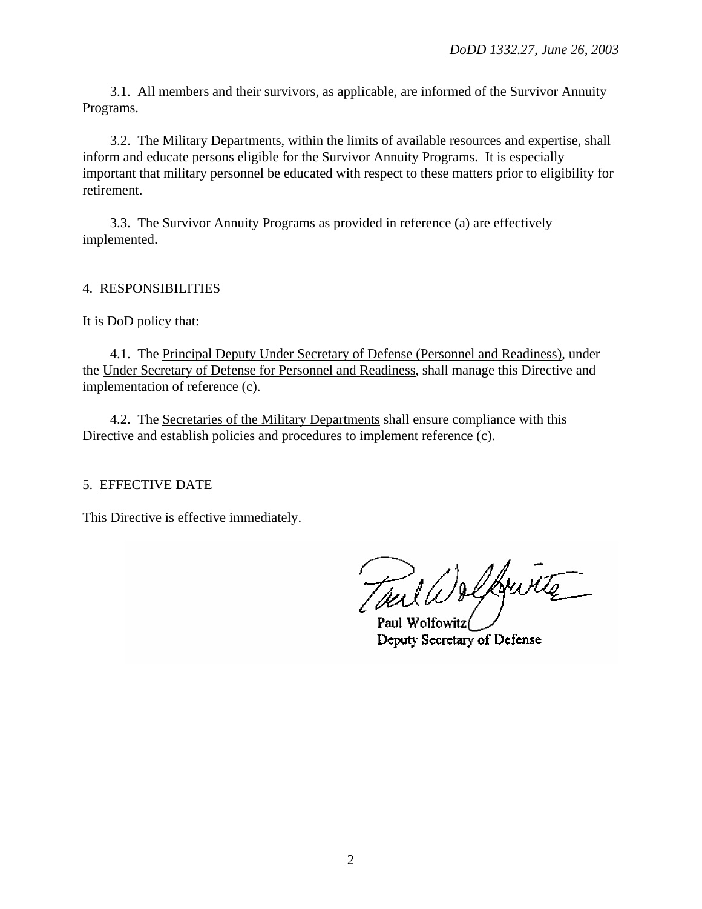3.1. All members and their survivors, as applicable, are informed of the Survivor Annuity Programs.

3.2. The Military Departments, within the limits of available resources and expertise, shall inform and educate persons eligible for the Survivor Annuity Programs. It is especially important that military personnel be educated with respect to these matters prior to eligibility for retirement.

3.3. The Survivor Annuity Programs as provided in reference (a) are effectively implemented.

## 4. RESPONSIBILITIES

It is DoD policy that:

4.1. The Principal Deputy Under Secretary of Defense (Personnel and Readiness), under the Under Secretary of Defense for Personnel and Readiness, shall manage this Directive and implementation of reference (c).

4.2. The Secretaries of the Military Departments shall ensure compliance with this Directive and establish policies and procedures to implement reference (c).

## 5. EFFECTIVE DATE

This Directive is effective immediately.

Paul Wolfowitz
Deputy Secretary of Defense